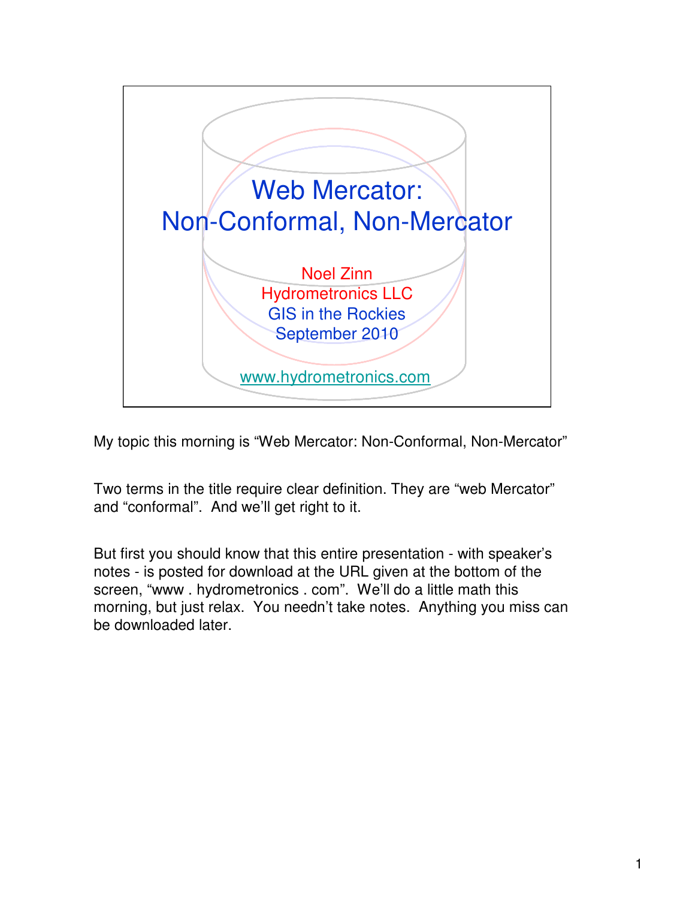# Web Mercator: Non-Conformal, Non-Mercator

Noel Zinn
Hydrometronics LLC
GIS in the Rockies
September 2010

www.hydrometronics.com

My topic this morning is "Web Mercator: Non-Conformal, Non-Mercator"

Two terms in the title require clear definition. They are "web Mercator" and "conformal". And we'll get right to it.

But first you should know that this entire presentation - with speaker's notes - is posted for download at the URL given at the bottom of the screen, "www . hydrometronics . com". We'll do a little math this morning, but just relax. You needn't take notes. Anything you miss can be downloaded later.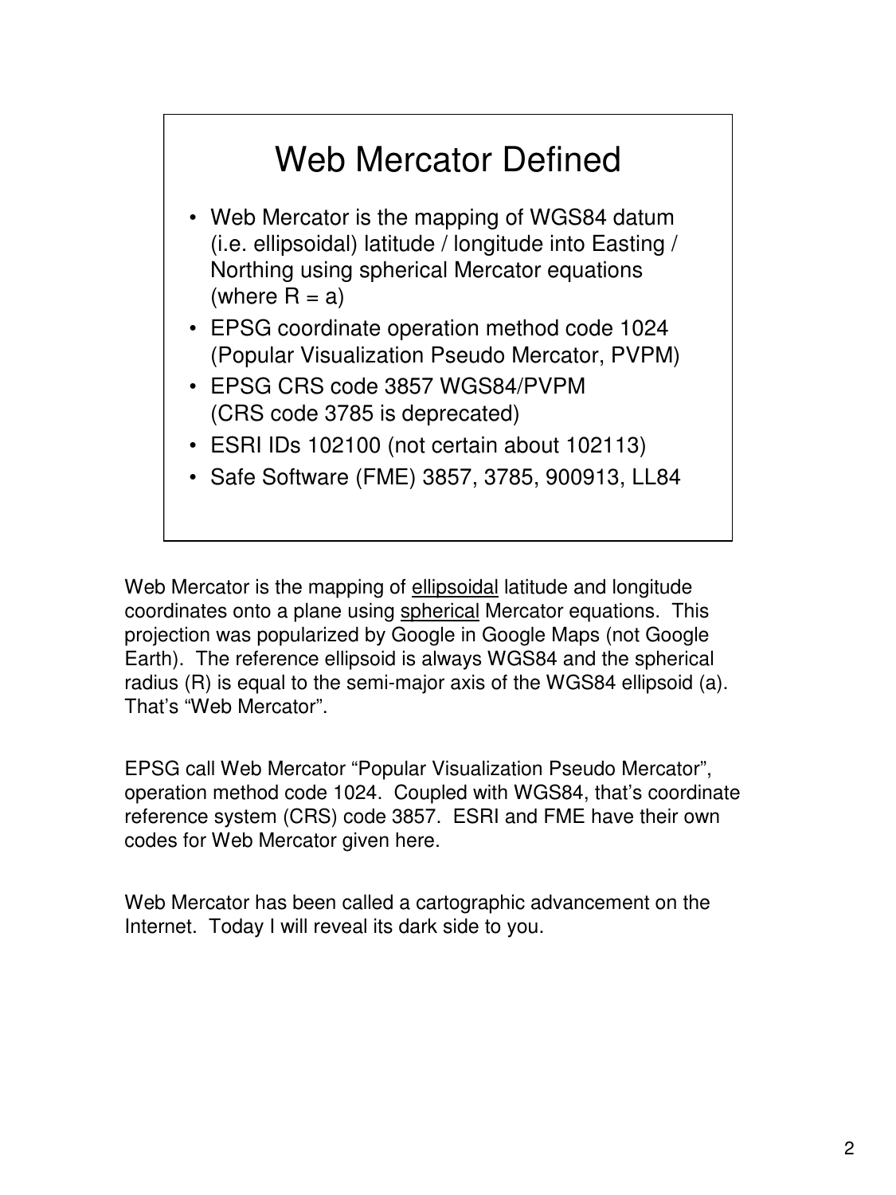## Web Mercator Defined

- Web Mercator is the mapping of WGS84 datum (i.e. ellipsoidal) latitude / longitude into Easting / Northing using spherical Mercator equations (where R = a)
- EPSG coordinate operation method code 1024 (Popular Visualization Pseudo Mercator, PVPM)
- EPSG CRS code 3857 WGS84/PVPM (CRS code 3785 is deprecated)
- ESRI IDs 102100 (not certain about 102113)
- Safe Software (FME) 3857, 3785, 900913, LL84

Web Mercator is the mapping of <u>ellipsoidal</u> latitude and longitude coordinates onto a plane using <u>spherical</u> Mercator equations. This projection was popularized by Google in Google Maps (not Google Earth). The reference ellipsoid is always WGS84 and the spherical radius (R) is equal to the semi-major axis of the WGS84 ellipsoid (a). That's "Web Mercator".

EPSG call Web Mercator "Popular Visualization Pseudo Mercator", operation method code 1024. Coupled with WGS84, that's coordinate reference system (CRS) code 3857. ESRI and FME have their own codes for Web Mercator given here.

Web Mercator has been called a cartographic advancement on the Internet. Today I will reveal its dark side to you.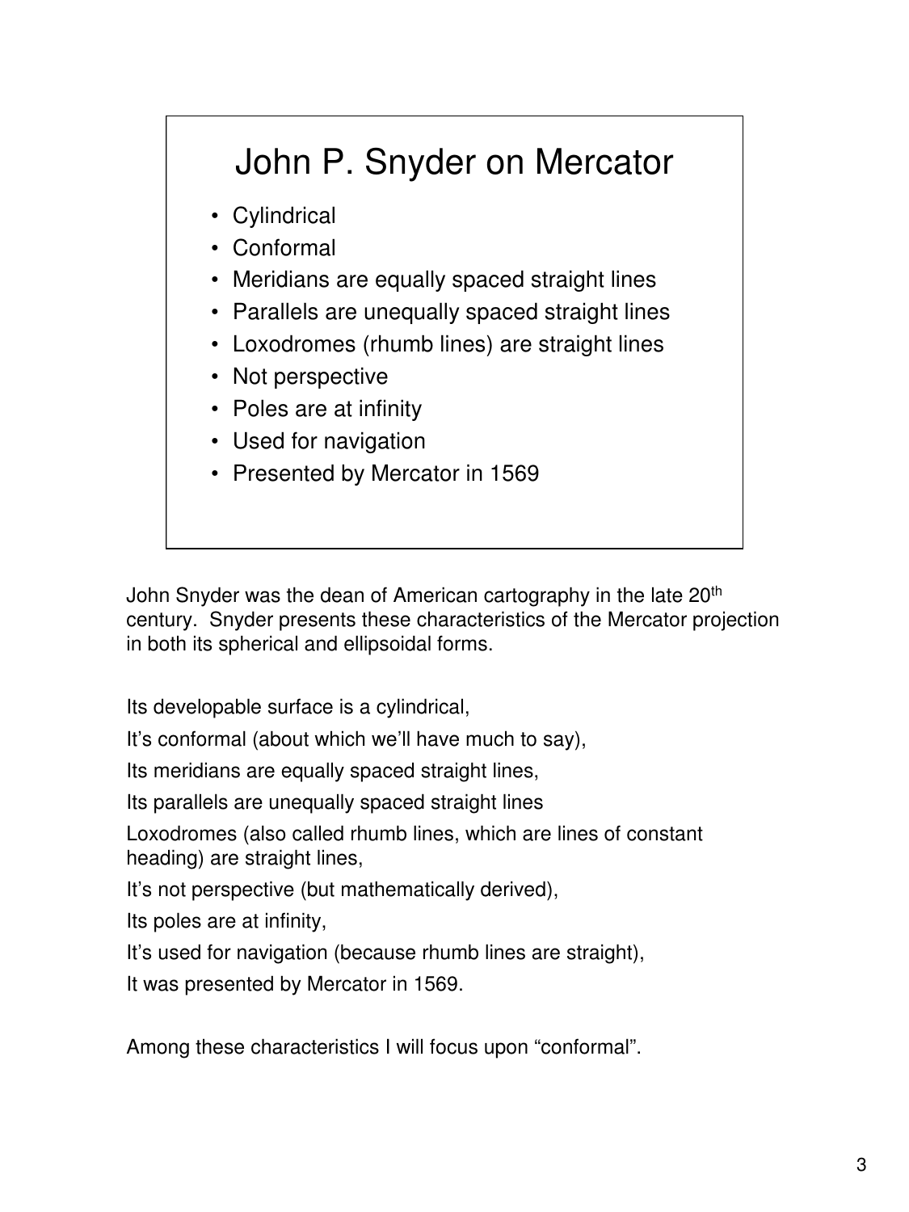## John P. Snyder on Mercator

- Cylindrical
- Conformal
- Meridians are equally spaced straight lines
- Parallels are unequally spaced straight lines
- Loxodromes (rhumb lines) are straight lines
- Not perspective
- Poles are at infinity
- Used for navigation
- Presented by Mercator in 1569

John Snyder was the dean of American cartography in the late 20th century. Snyder presents these characteristics of the Mercator projection in both its spherical and ellipsoidal forms.

Its developable surface is a cylindrical,

It's conformal (about which we'll have much to say),

Its meridians are equally spaced straight lines,

Its parallels are unequally spaced straight lines

Loxodromes (also called rhumb lines, which are lines of constant heading) are straight lines,

It's not perspective (but mathematically derived),

Its poles are at infinity,

It's used for navigation (because rhumb lines are straight),

It was presented by Mercator in 1569.

Among these characteristics I will focus upon "conformal".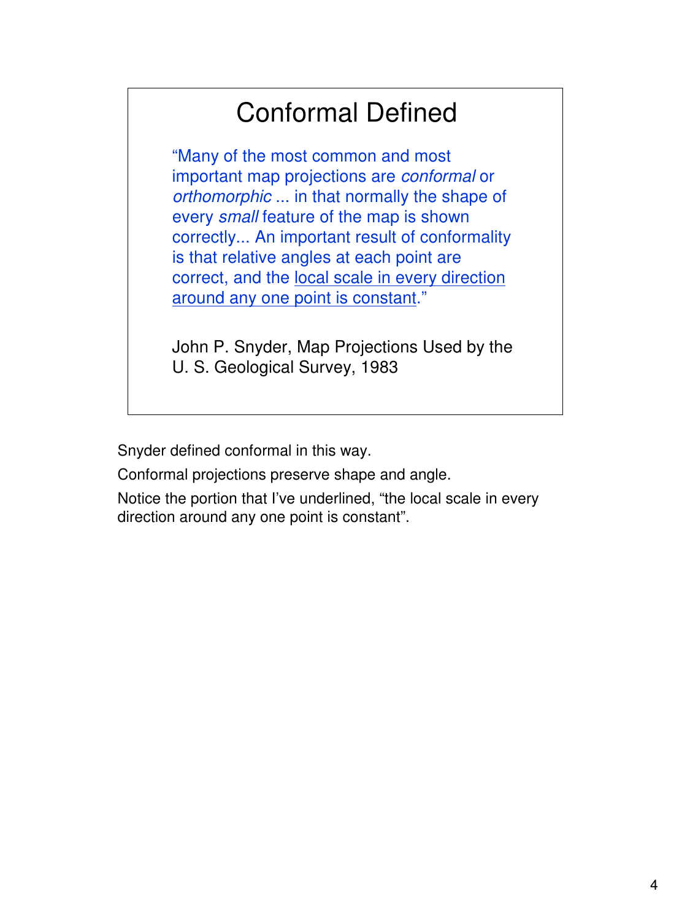# Conformal Defined

"Many of the most common and most important map projections are *conformal* or *orthomorphic* ... in that normally the shape of every *small* feature of the map is shown correctly... An important result of conformality is that relative angles at each point are correct, and the <u>local scale in every direction around any one point is constant</u>."

John P. Snyder, Map Projections Used by the U. S. Geological Survey, 1983

Snyder defined conformal in this way.

Conformal projections preserve shape and angle.

Notice the portion that I've underlined, "the local scale in every direction around any one point is constant".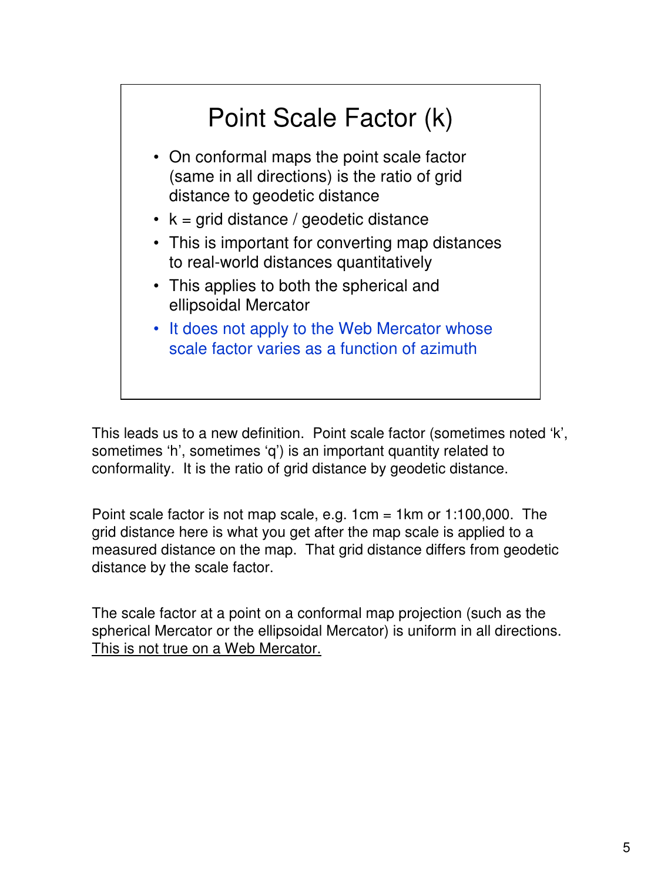## Point Scale Factor (k)

- On conformal maps the point scale factor (same in all directions) is the ratio of grid distance to geodetic distance
- k = grid distance / geodetic distance
- This is important for converting map distances to real-world distances quantitatively
- This applies to both the spherical and ellipsoidal Mercator
- It does not apply to the Web Mercator whose scale factor varies as a function of azimuth

This leads us to a new definition. Point scale factor (sometimes noted ‘k’, sometimes ‘h’, sometimes ‘q’) is an important quantity related to conformality. It is the ratio of grid distance by geodetic distance.

Point scale factor is not map scale, e.g. 1cm = 1km or 1:100,000. The grid distance here is what you get after the map scale is applied to a measured distance on the map. That grid distance differs from geodetic distance by the scale factor.

The scale factor at a point on a conformal map projection (such as the spherical Mercator or the ellipsoidal Mercator) is uniform in all directions. <u>This is not true on a Web Mercator.</u>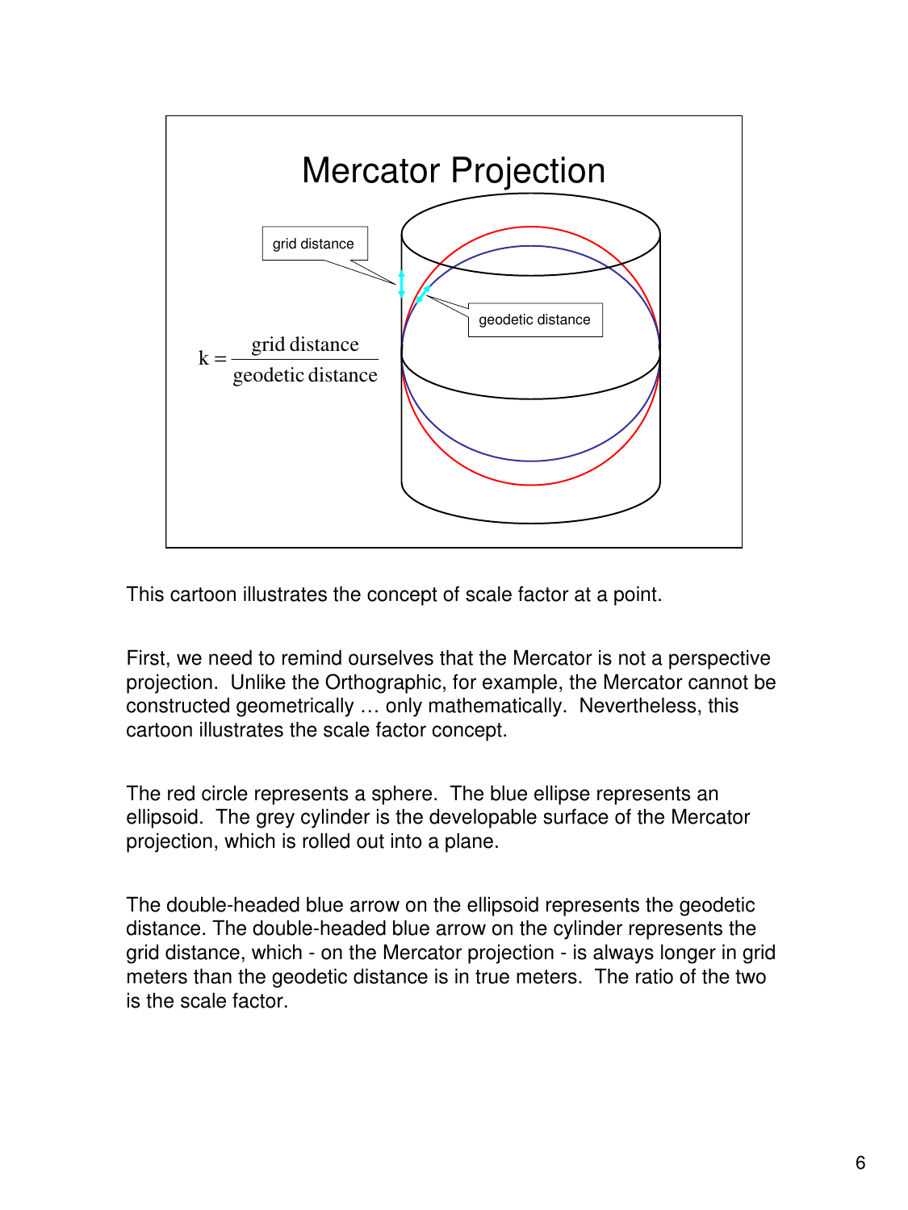# Mercator Projection

grid distance

geodetic distance

$$k = \frac{\text{grid distance}}{\text{geodetic distance}}$$

This cartoon illustrates the concept of scale factor at a point.

First, we need to remind ourselves that the Mercator is not a perspective projection. Unlike the Orthographic, for example, the Mercator cannot be constructed geometrically … only mathematically. Nevertheless, this cartoon illustrates the scale factor concept.

The red circle represents a sphere. The blue ellipse represents an ellipsoid. The grey cylinder is the developable surface of the Mercator projection, which is rolled out into a plane.

The double-headed blue arrow on the ellipsoid represents the geodetic distance. The double-headed blue arrow on the cylinder represents the grid distance, which - on the Mercator projection - is always longer in grid meters than the geodetic distance is in true meters. The ratio of the two is the scale factor.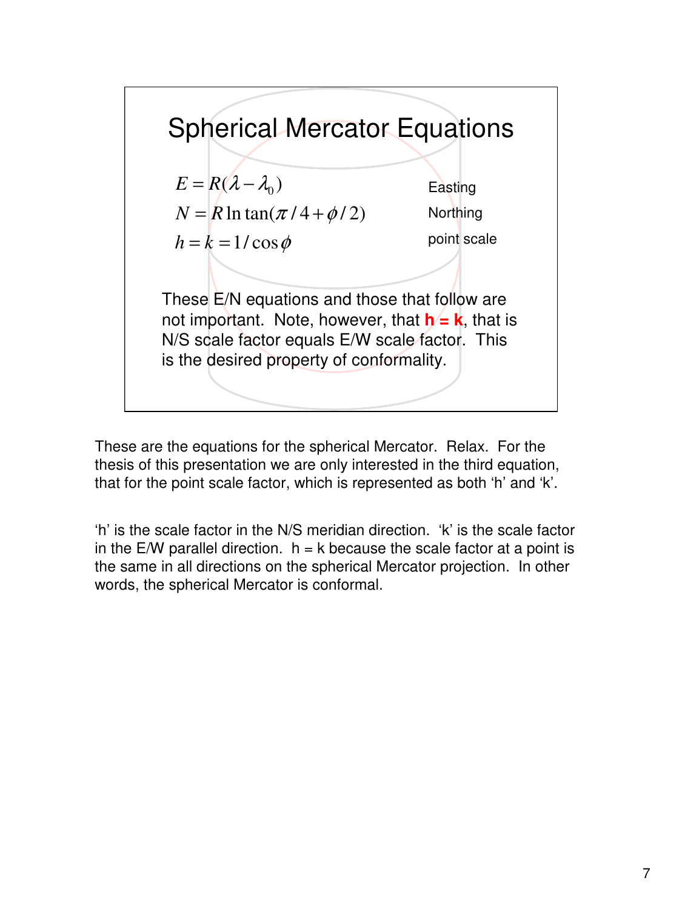# Spherical Mercator Equations

$$E = R(\lambda - \lambda_0)$$ Easting

$$N = R \ln \tan(\pi/4 + \phi/2)$$ Northing

$$h = k = 1/\cos\phi$$ point scale

These E/N equations and those that follow are not important. Note, however, that **h = k**, that is N/S scale factor equals E/W scale factor. This is the desired property of conformality.

These are the equations for the spherical Mercator. Relax. For the thesis of this presentation we are only interested in the third equation, that for the point scale factor, which is represented as both ‘h’ and ‘k’.

‘h’ is the scale factor in the N/S meridian direction. ‘k’ is the scale factor in the E/W parallel direction. h = k because the scale factor at a point is the same in all directions on the spherical Mercator projection. In other words, the spherical Mercator is conformal.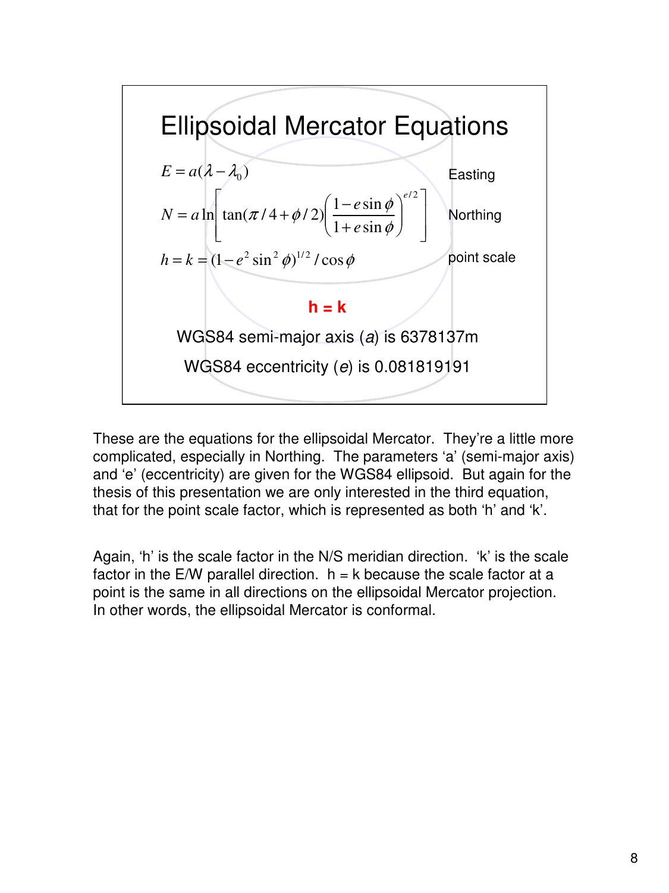# Ellipsoidal Mercator Equations

$$E = a(\lambda - \lambda_0)$$ Easting

$$N = a \ln\left[\tan(\pi/4 + \phi/2)\left(\frac{1 - e\sin\phi}{1 + e\sin\phi}\right)^{e/2}\right]$$ Northing

$$h = k = (1 - e^2 \sin^2\phi)^{1/2} / \cos\phi$$ point scale

**h = k**

WGS84 semi-major axis (*a*) is 6378137m

WGS84 eccentricity (*e*) is 0.081819191

These are the equations for the ellipsoidal Mercator. They're a little more complicated, especially in Northing. The parameters 'a' (semi-major axis) and 'e' (eccentricity) are given for the WGS84 ellipsoid. But again for the thesis of this presentation we are only interested in the third equation, that for the point scale factor, which is represented as both 'h' and 'k'.

Again, 'h' is the scale factor in the N/S meridian direction. 'k' is the scale factor in the E/W parallel direction. h = k because the scale factor at a point is the same in all directions on the ellipsoidal Mercator projection. In other words, the ellipsoidal Mercator is conformal.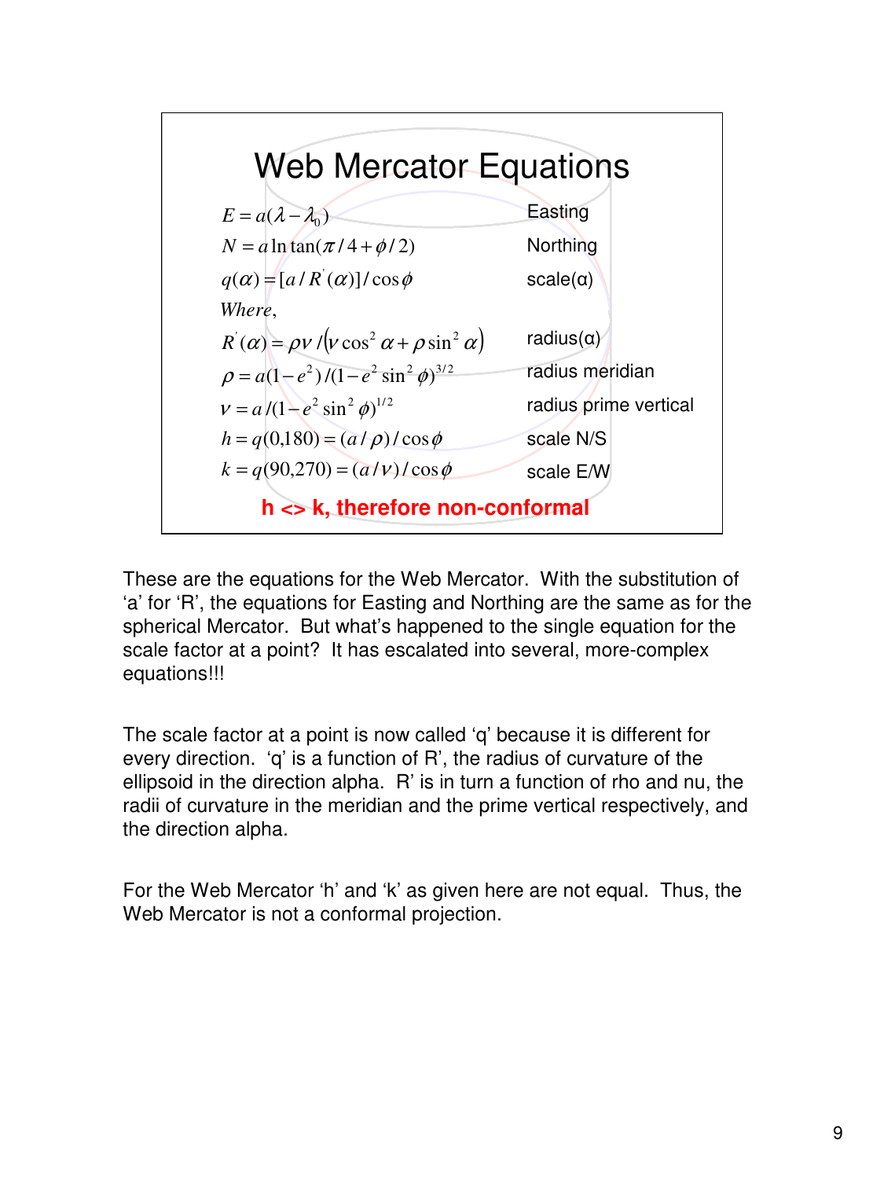# Web Mercator Equations

| Equation | Description |
| --- | --- |
| $E = a(\lambda - \lambda_0)$ | Easting |
| $N = a \ln \tan(\pi/4 + \phi/2)$ | Northing |
| $q(\alpha) = [a / R^{'}(\alpha)] / \cos\phi$ | scale(α) |
| *Where,* | |
| $R^{'}(\alpha) = \rho\nu / \left(\nu \cos^2 \alpha + \rho \sin^2 \alpha\right)$ | radius(α) |
| $\rho = a(1 - e^2)/(1 - e^2 \sin^2 \phi)^{3/2}$ | radius meridian |
| $\nu = a/(1 - e^2 \sin^2 \phi)^{1/2}$ | radius prime vertical |
| $h = q(0,180) = (a/\rho)/\cos\phi$ | scale N/S |
| $k = q(90,270) = (a/\nu)/\cos\phi$ | scale E/W |

**h <> k, therefore non-conformal**

These are the equations for the Web Mercator. With the substitution of 'a' for 'R', the equations for Easting and Northing are the same as for the spherical Mercator. But what's happened to the single equation for the scale factor at a point? It has escalated into several, more-complex equations!!!

The scale factor at a point is now called 'q' because it is different for every direction. 'q' is a function of R', the radius of curvature of the ellipsoid in the direction alpha. R' is in turn a function of rho and nu, the radii of curvature in the meridian and the prime vertical respectively, and the direction alpha.

For the Web Mercator 'h' and 'k' as given here are not equal. Thus, the Web Mercator is not a conformal projection.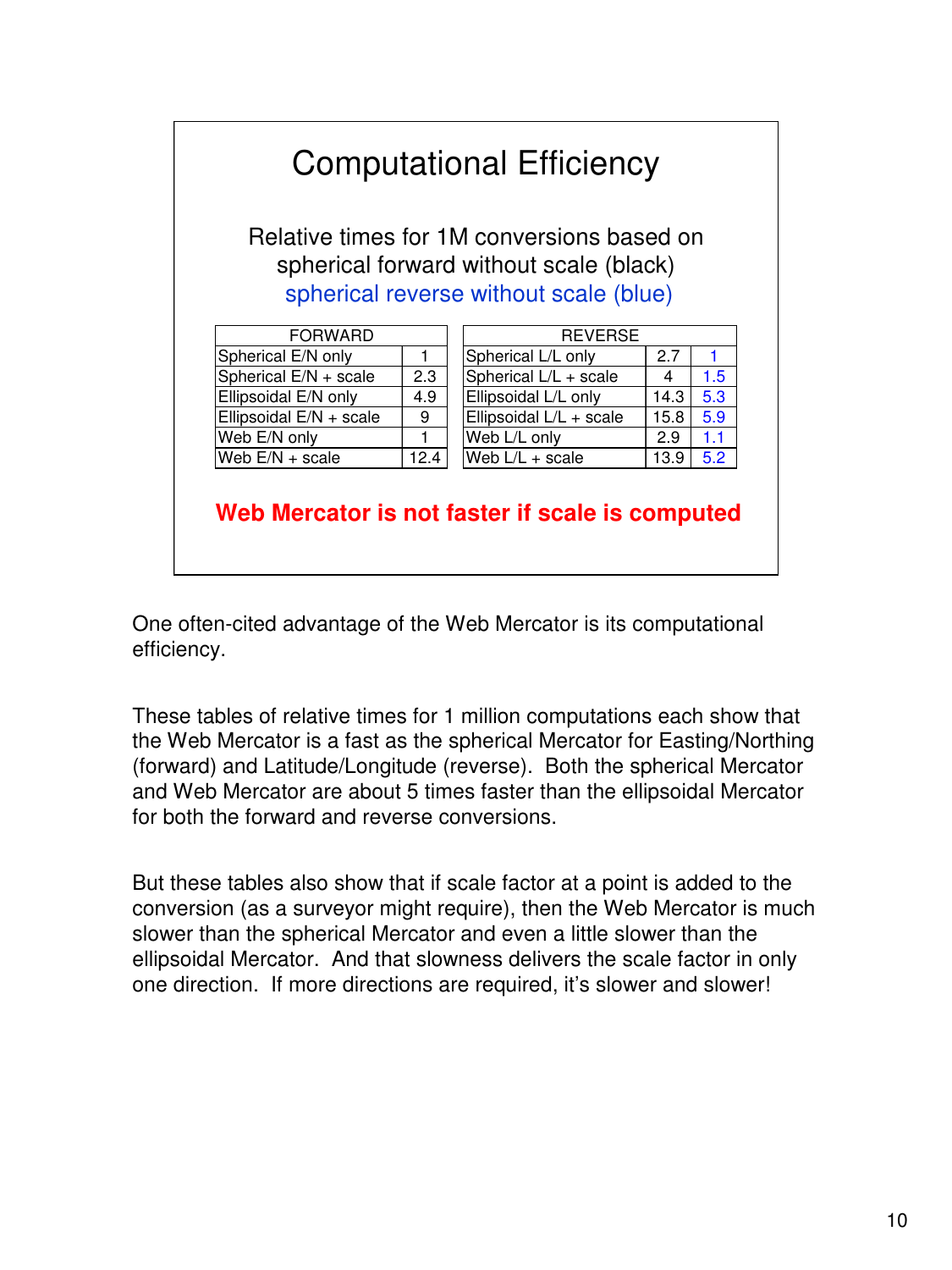## Computational Efficiency

Relative times for 1M conversions based on spherical forward without scale (black) spherical reverse without scale (blue)

| FORWARD | |
|---|---|
| Spherical E/N only | 1 |
| Spherical E/N + scale | 2.3 |
| Ellipsoidal E/N only | 4.9 |
| Ellipsoidal E/N + scale | 9 |
| Web E/N only | 1 |
| Web E/N + scale | 12.4 |

| REVERSE | | |
|---|---|---|
| Spherical L/L only | 2.7 | 1 |
| Spherical L/L + scale | 4 | 1.5 |
| Ellipsoidal L/L only | 14.3 | 5.3 |
| Ellipsoidal L/L + scale | 15.8 | 5.9 |
| Web L/L only | 2.9 | 1.1 |
| Web L/L + scale | 13.9 | 5.2 |

**Web Mercator is not faster if scale is computed**

One often-cited advantage of the Web Mercator is its computational efficiency.

These tables of relative times for 1 million computations each show that the Web Mercator is a fast as the spherical Mercator for Easting/Northing (forward) and Latitude/Longitude (reverse). Both the spherical Mercator and Web Mercator are about 5 times faster than the ellipsoidal Mercator for both the forward and reverse conversions.

But these tables also show that if scale factor at a point is added to the conversion (as a surveyor might require), then the Web Mercator is much slower than the spherical Mercator and even a little slower than the ellipsoidal Mercator. And that slowness delivers the scale factor in only one direction. If more directions are required, it's slower and slower!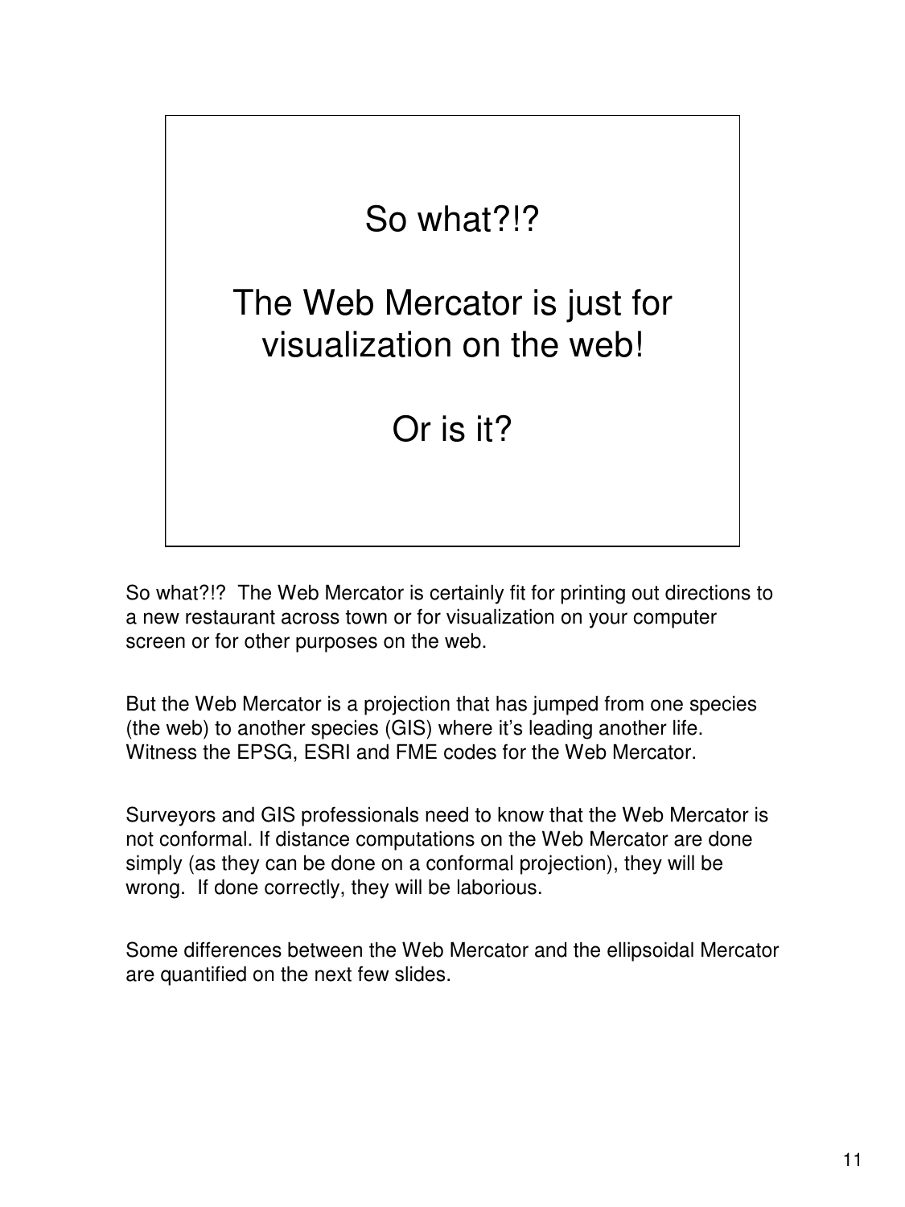So what?!?

The Web Mercator is just for visualization on the web!

Or is it?

So what?!? The Web Mercator is certainly fit for printing out directions to a new restaurant across town or for visualization on your computer screen or for other purposes on the web.

But the Web Mercator is a projection that has jumped from one species (the web) to another species (GIS) where it's leading another life. Witness the EPSG, ESRI and FME codes for the Web Mercator.

Surveyors and GIS professionals need to know that the Web Mercator is not conformal. If distance computations on the Web Mercator are done simply (as they can be done on a conformal projection), they will be wrong. If done correctly, they will be laborious.

Some differences between the Web Mercator and the ellipsoidal Mercator are quantified on the next few slides.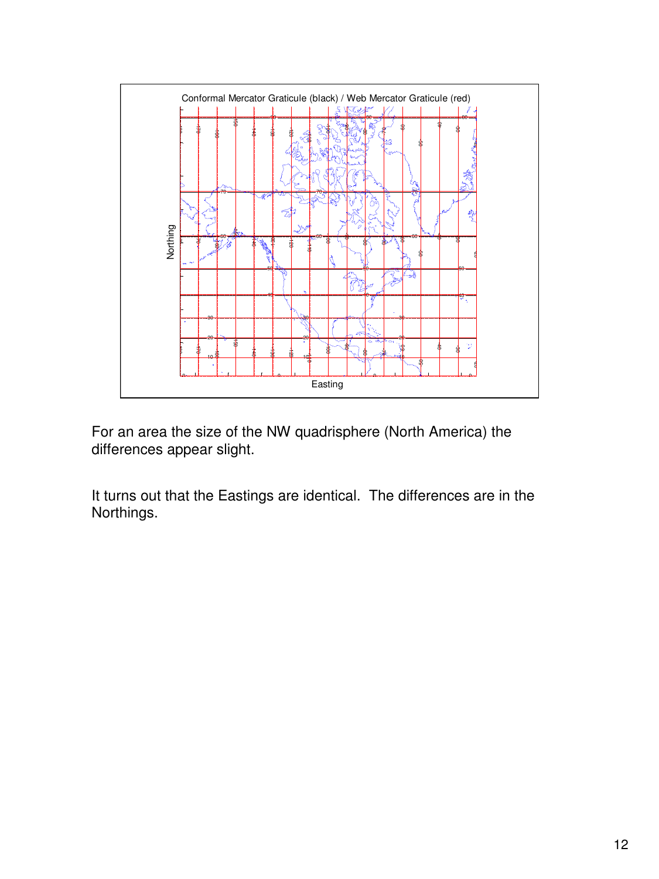For an area the size of the NW quadrisphere (North America) the differences appear slight.

It turns out that the Eastings are identical.  The differences are in the Northings.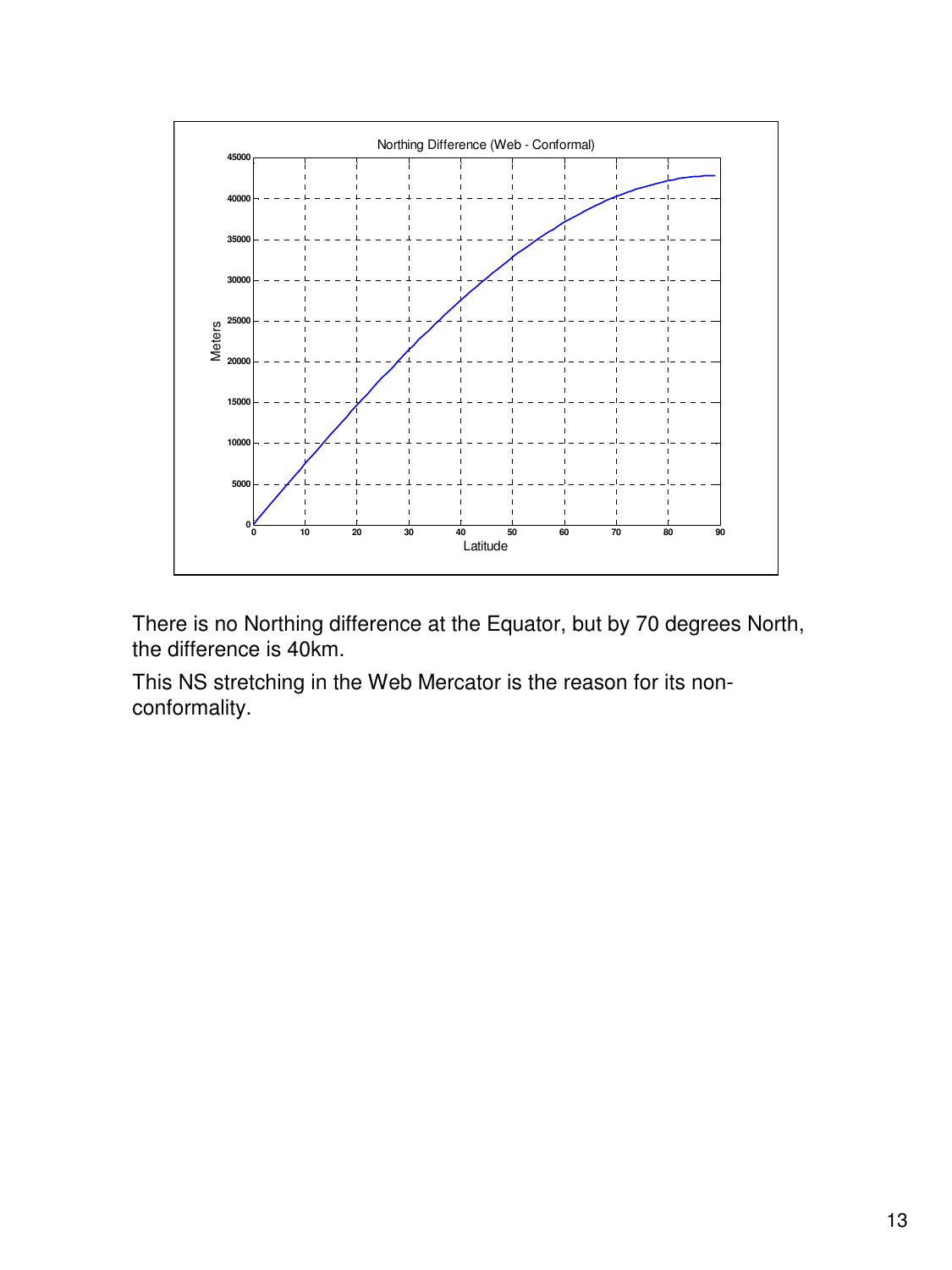There is no Northing difference at the Equator, but by 70 degrees North, the difference is 40km.

This NS stretching in the Web Mercator is the reason for its non-conformality.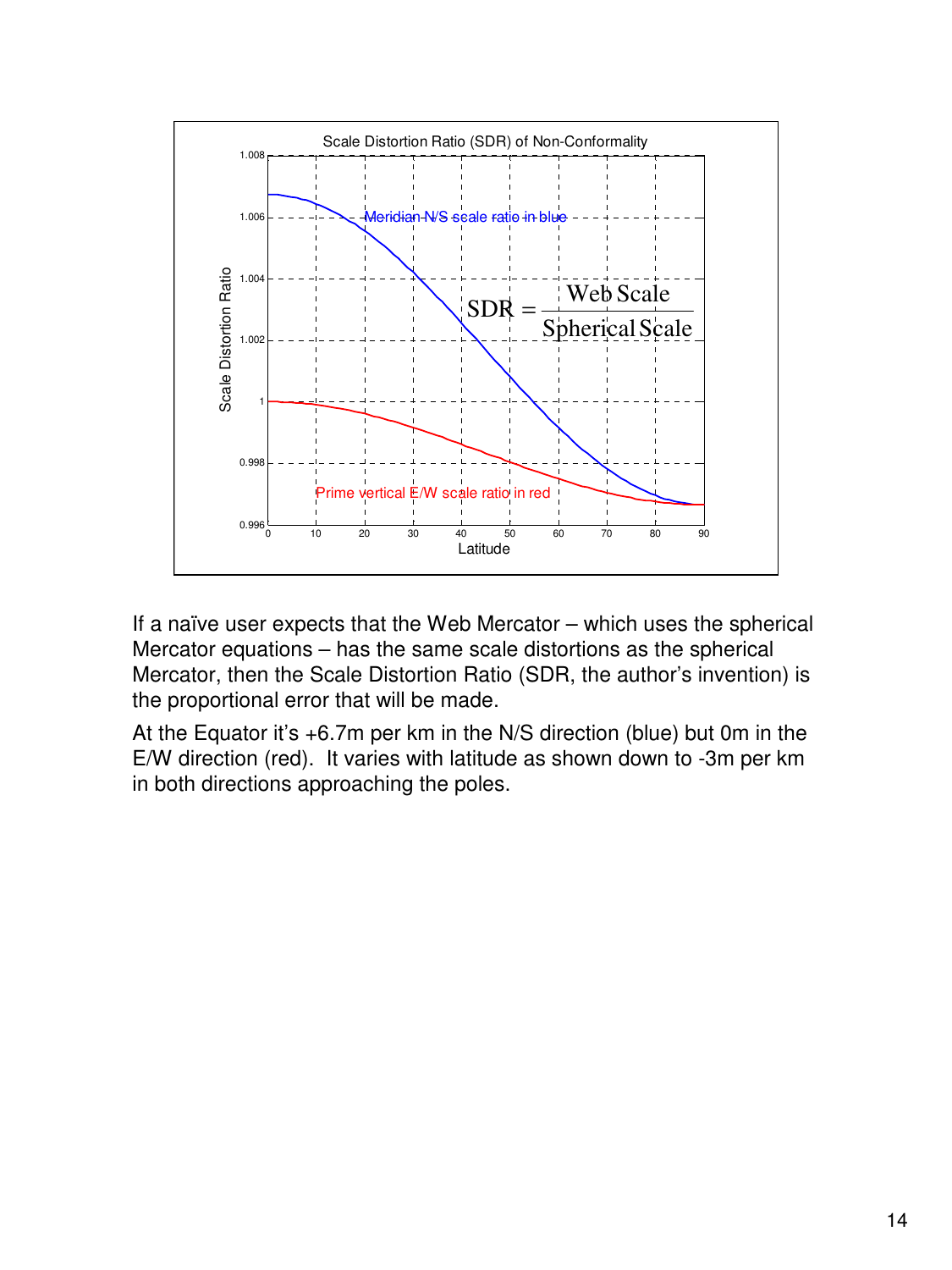Scale Distortion Ratio (SDR) of Non-Conformality

$$SDR = \frac{\text{Web Scale}}{\text{Spherical Scale}}$$

Meridian N/S scale ratio in blue

Prime vertical E/W scale ratio in red

If a naïve user expects that the Web Mercator – which uses the spherical Mercator equations – has the same scale distortions as the spherical Mercator, then the Scale Distortion Ratio (SDR, the author's invention) is the proportional error that will be made.

At the Equator it's +6.7m per km in the N/S direction (blue) but 0m in the E/W direction (red). It varies with latitude as shown down to -3m per km in both directions approaching the poles.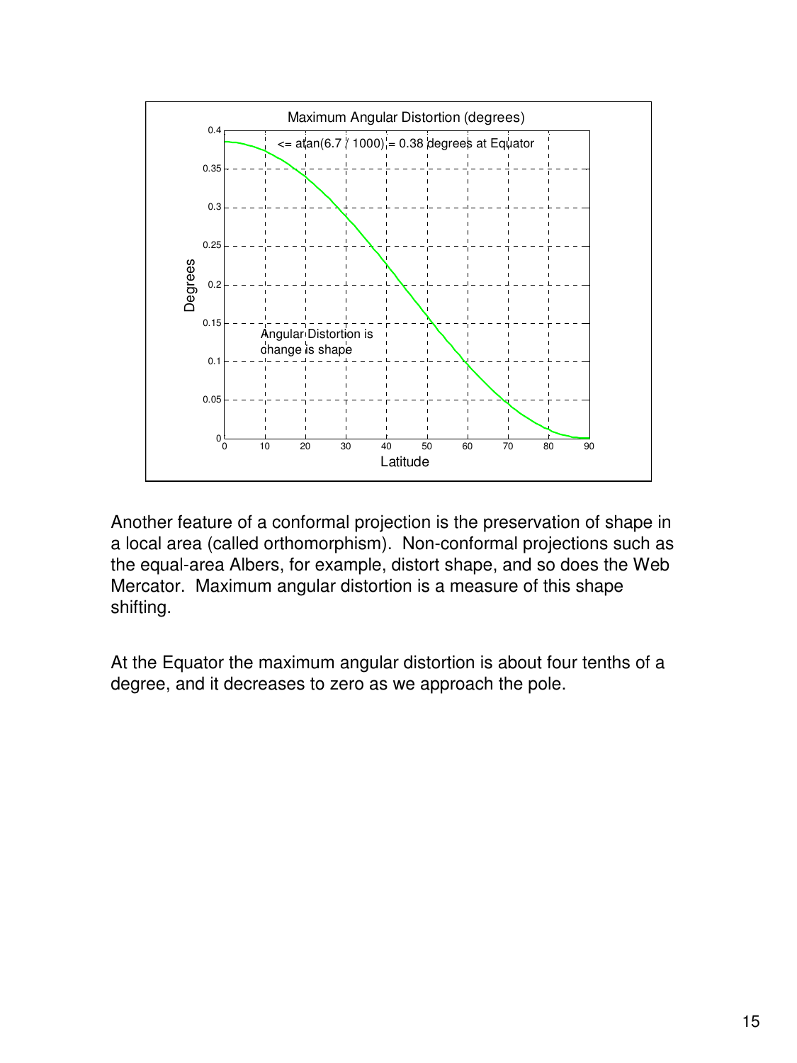Another feature of a conformal projection is the preservation of shape in a local area (called orthomorphism). Non-conformal projections such as the equal-area Albers, for example, distort shape, and so does the Web Mercator. Maximum angular distortion is a measure of this shape shifting.

At the Equator the maximum angular distortion is about four tenths of a degree, and it decreases to zero as we approach the pole.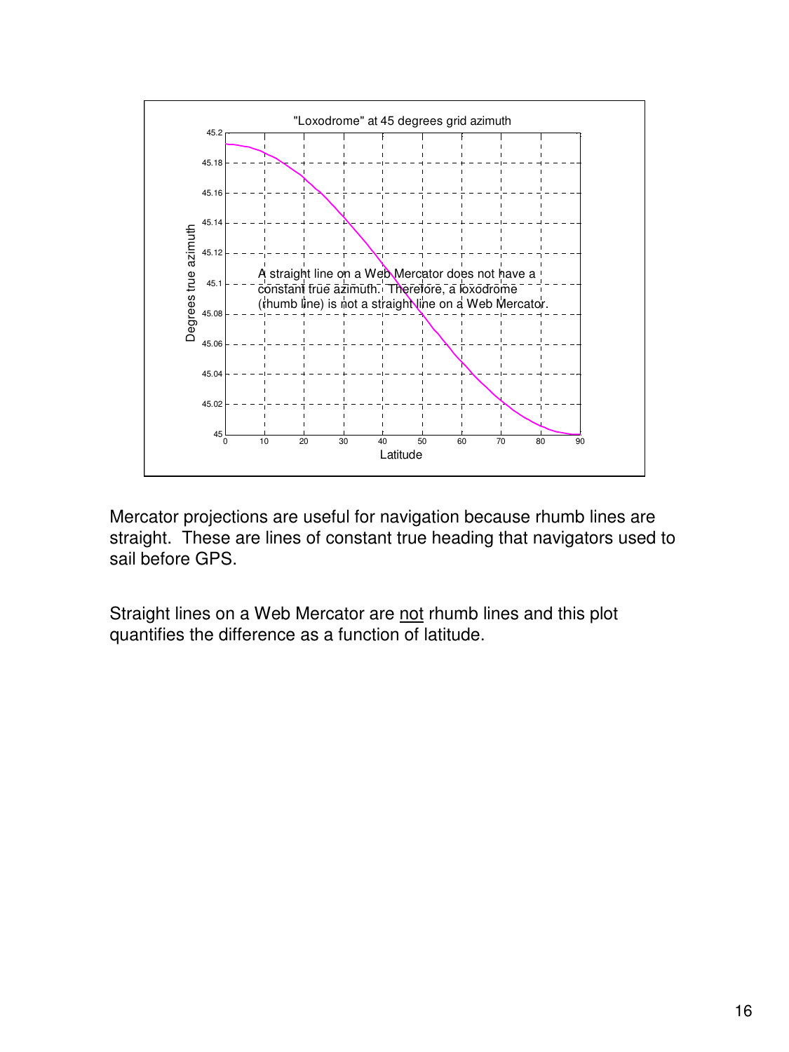"Loxodrome" at 45 degrees grid azimuth

A straight line on a Web Mercator does not have a constant true azimuth. Therefore, a loxodrome (rhumb line) is not a straight line on a Web Mercator.

Mercator projections are useful for navigation because rhumb lines are straight. These are lines of constant true heading that navigators used to sail before GPS.

Straight lines on a Web Mercator are not rhumb lines and this plot quantifies the difference as a function of latitude.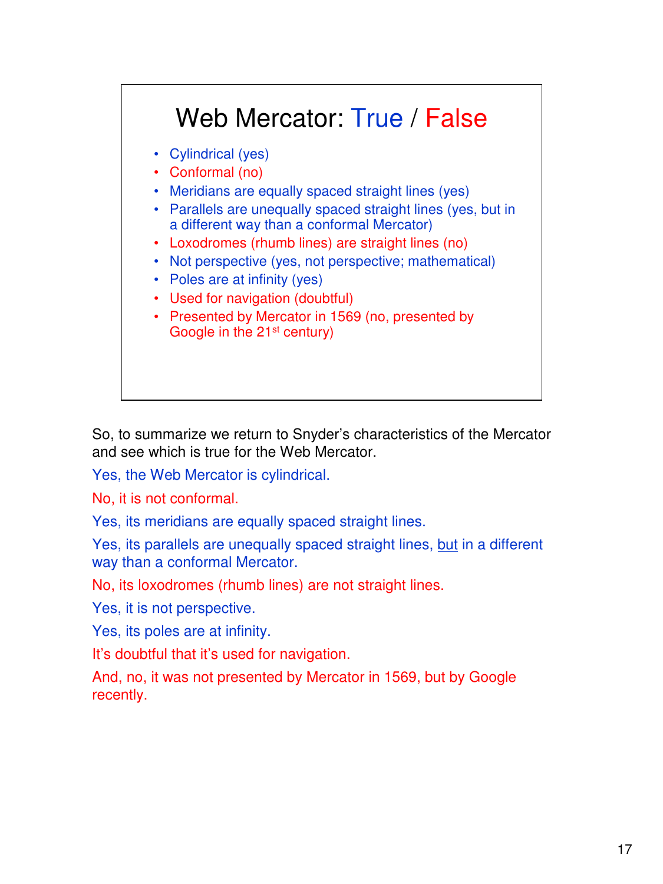## Web Mercator: True / False

- Cylindrical (yes)
- Conformal (no)
- Meridians are equally spaced straight lines (yes)
- Parallels are unequally spaced straight lines (yes, but in a different way than a conformal Mercator)
- Loxodromes (rhumb lines) are straight lines (no)
- Not perspective (yes, not perspective; mathematical)
- Poles are at infinity (yes)
- Used for navigation (doubtful)
- Presented by Mercator in 1569 (no, presented by Google in the 21st century)

So, to summarize we return to Snyder's characteristics of the Mercator and see which is true for the Web Mercator.

Yes, the Web Mercator is cylindrical.

No, it is not conformal.

Yes, its meridians are equally spaced straight lines.

Yes, its parallels are unequally spaced straight lines, but in a different way than a conformal Mercator.

No, its loxodromes (rhumb lines) are not straight lines.

Yes, it is not perspective.

Yes, its poles are at infinity.

It's doubtful that it's used for navigation.

And, no, it was not presented by Mercator in 1569, but by Google recently.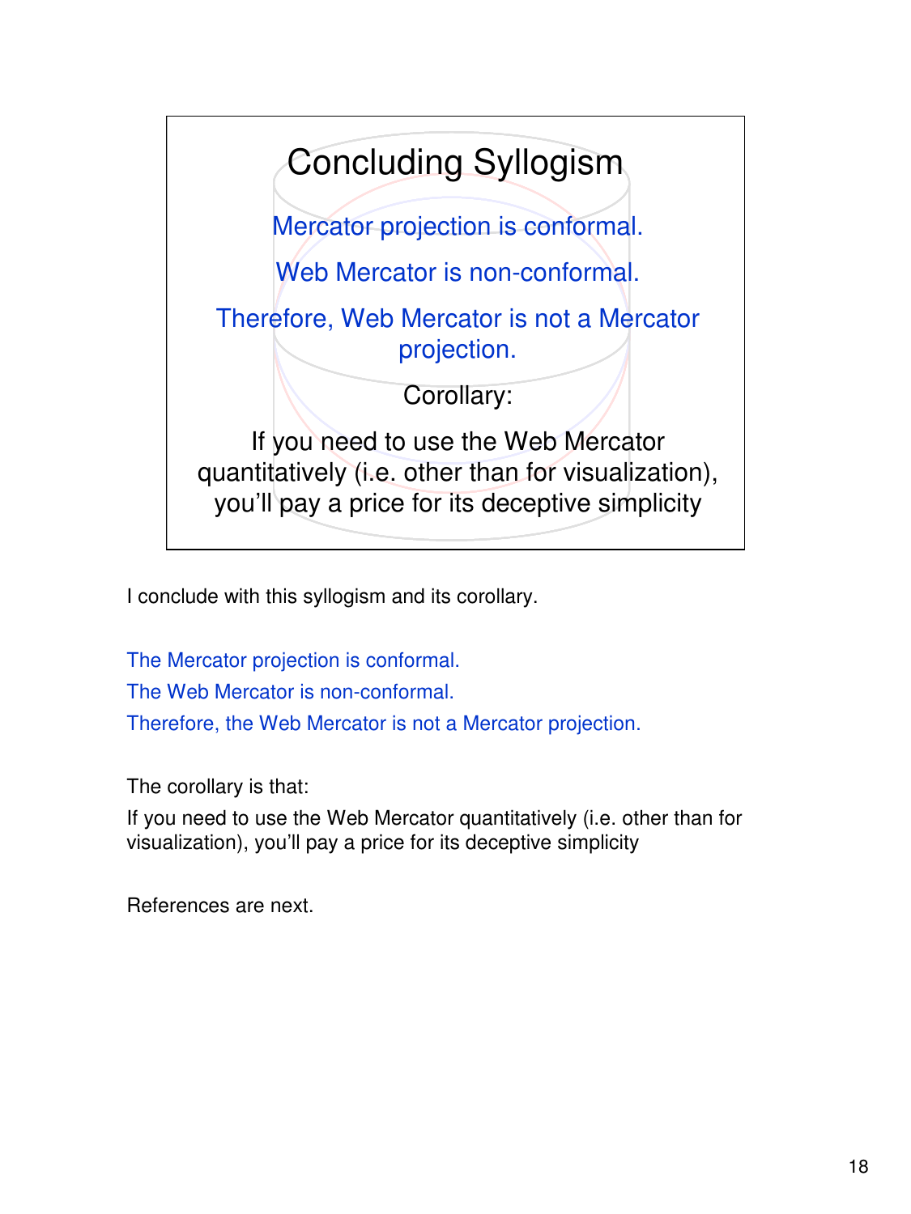## Concluding Syllogism

Mercator projection is conformal.

Web Mercator is non-conformal.

Therefore, Web Mercator is not a Mercator projection.

Corollary:

If you need to use the Web Mercator quantitatively (i.e. other than for visualization), you'll pay a price for its deceptive simplicity

I conclude with this syllogism and its corollary.

The Mercator projection is conformal.
The Web Mercator is non-conformal.
Therefore, the Web Mercator is not a Mercator projection.

The corollary is that:
If you need to use the Web Mercator quantitatively (i.e. other than for visualization), you'll pay a price for its deceptive simplicity

References are next.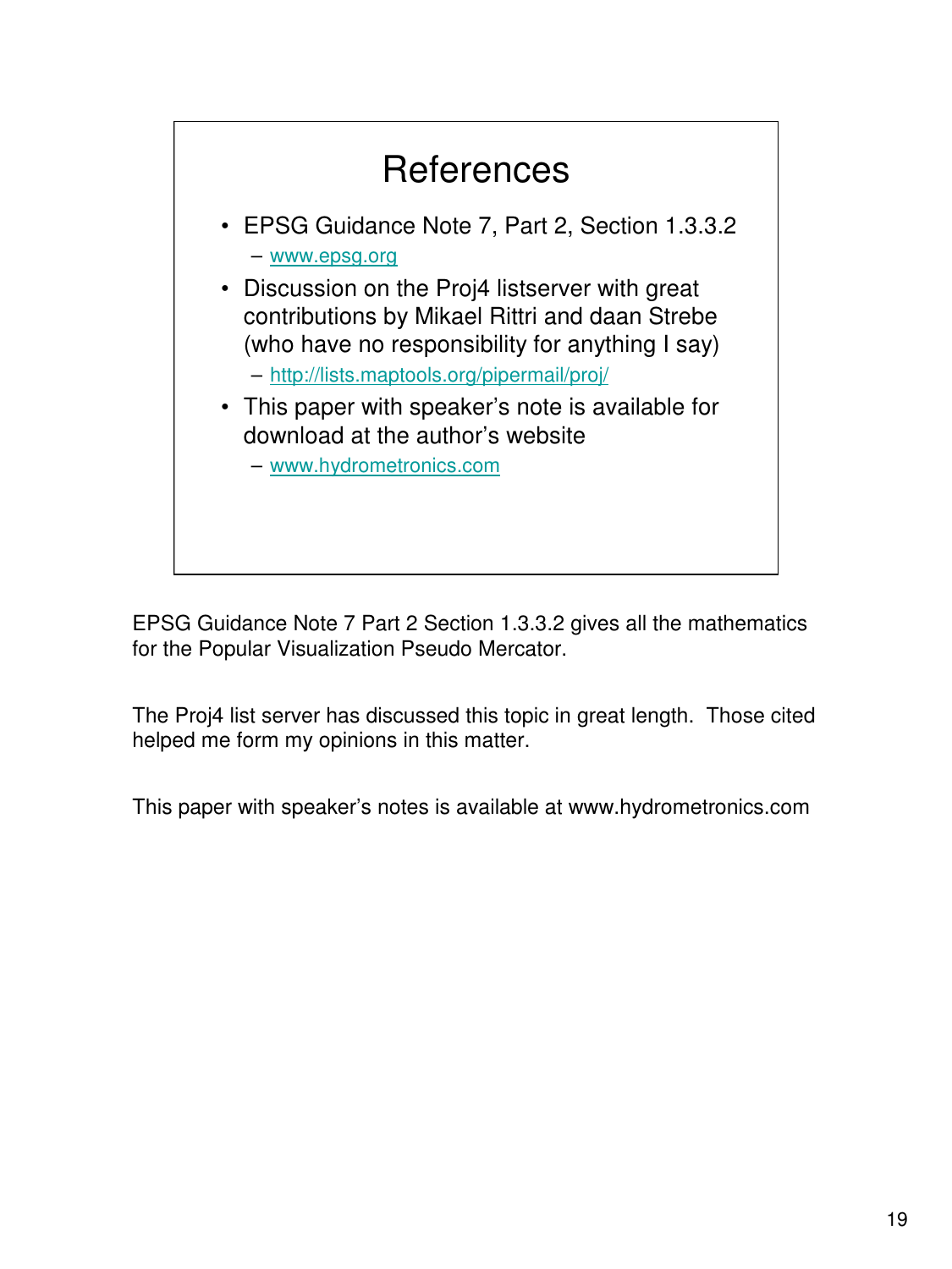# References

- EPSG Guidance Note 7, Part 2, Section 1.3.3.2
  - www.epsg.org
- Discussion on the Proj4 listserver with great contributions by Mikael Rittri and daan Strebe (who have no responsibility for anything I say)
  - http://lists.maptools.org/pipermail/proj/
- This paper with speaker's note is available for download at the author's website
  - www.hydrometronics.com

EPSG Guidance Note 7 Part 2 Section 1.3.3.2 gives all the mathematics for the Popular Visualization Pseudo Mercator.

The Proj4 list server has discussed this topic in great length. Those cited helped me form my opinions in this matter.

This paper with speaker's notes is available at www.hydrometronics.com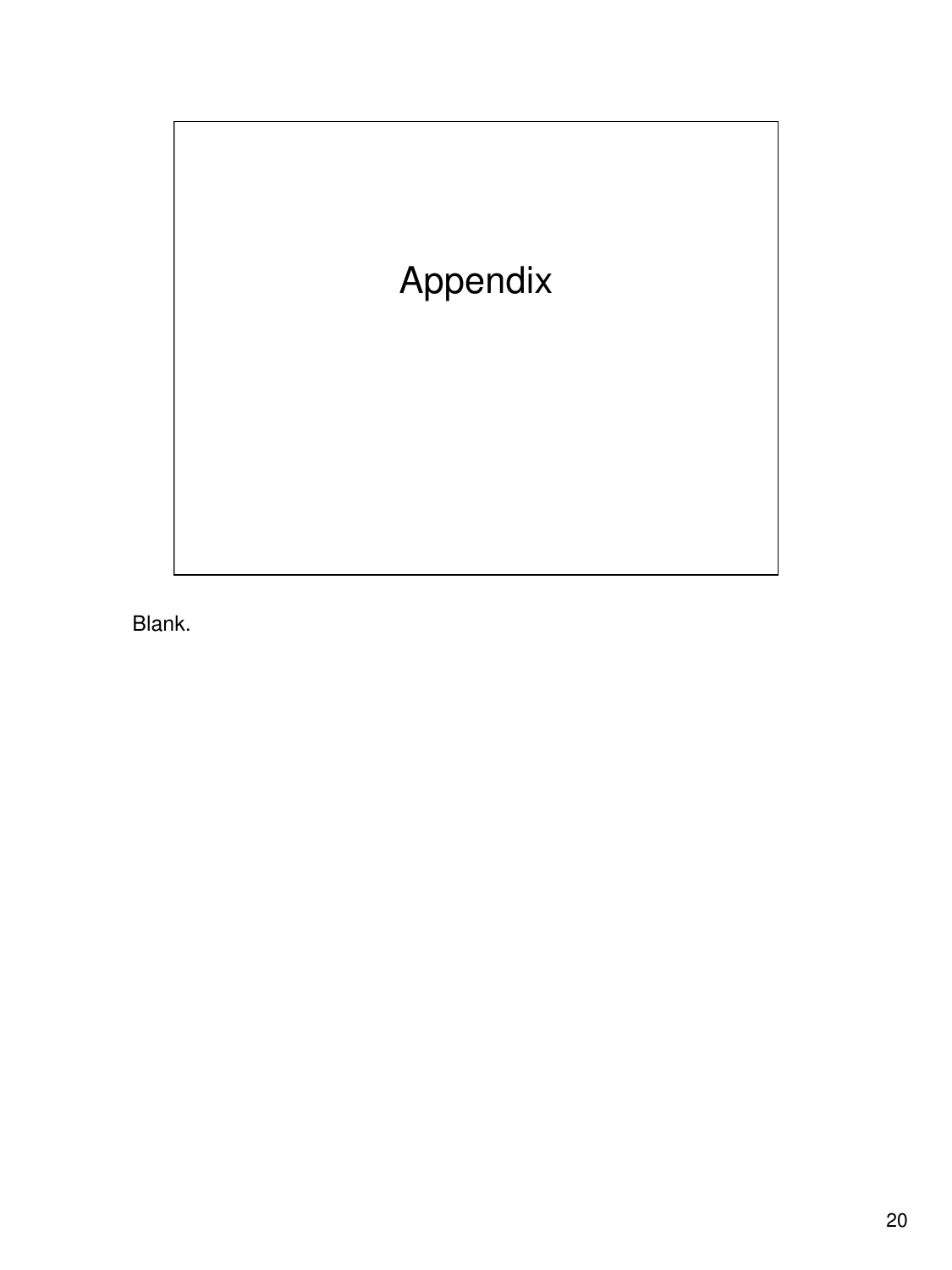# Appendix

Blank.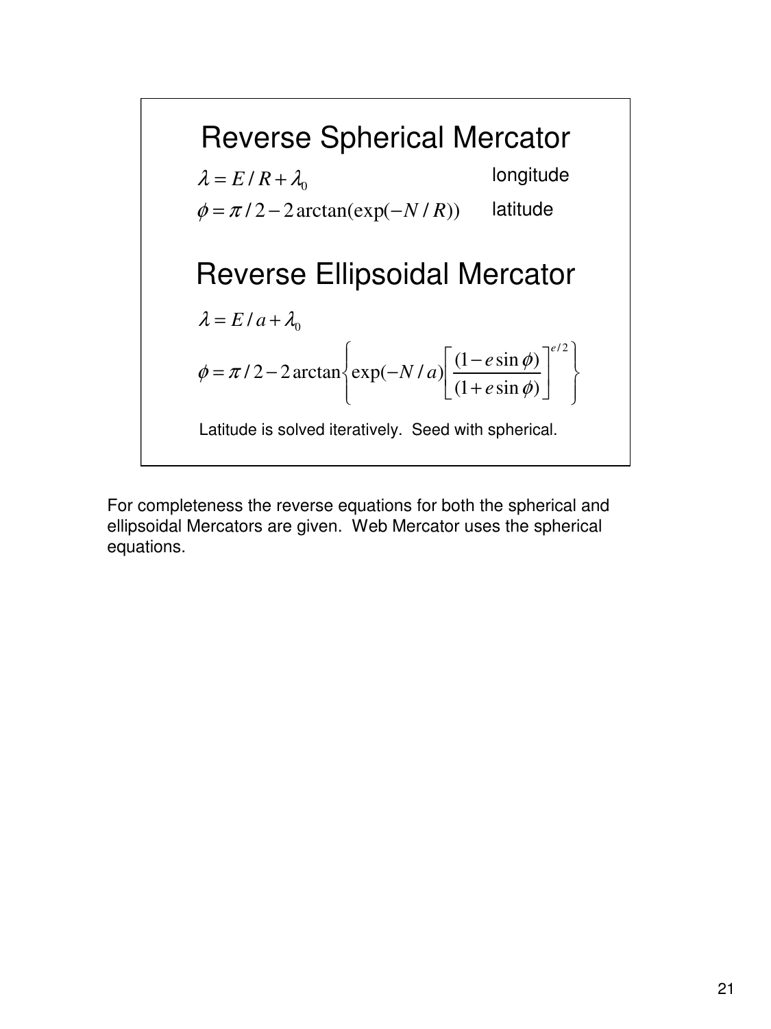## Reverse Spherical Mercator

$$\lambda = E / R + \lambda_0 \quad \text{longitude}$$

$$\phi = \pi / 2 - 2\arctan(\exp(-N / R)) \quad \text{latitude}$$

## Reverse Ellipsoidal Mercator

$$\lambda = E / a + \lambda_0$$

$$\phi = \pi / 2 - 2\arctan\left\{ \exp(-N / a) \left[ \frac{(1 - e\sin\phi)}{(1 + e\sin\phi)} \right]^{e/2} \right\}$$

Latitude is solved iteratively. Seed with spherical.

For completeness the reverse equations for both the spherical and ellipsoidal Mercators are given. Web Mercator uses the spherical equations.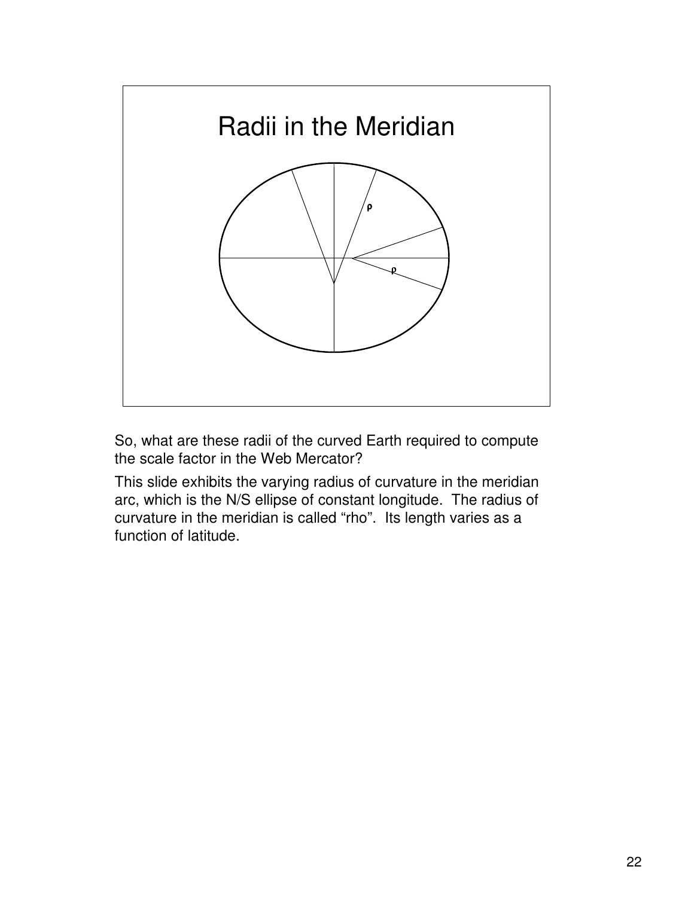## Radii in the Meridian

ρ

ρ

So, what are these radii of the curved Earth required to compute the scale factor in the Web Mercator?

This slide exhibits the varying radius of curvature in the meridian arc, which is the N/S ellipse of constant longitude. The radius of curvature in the meridian is called "rho". Its length varies as a function of latitude.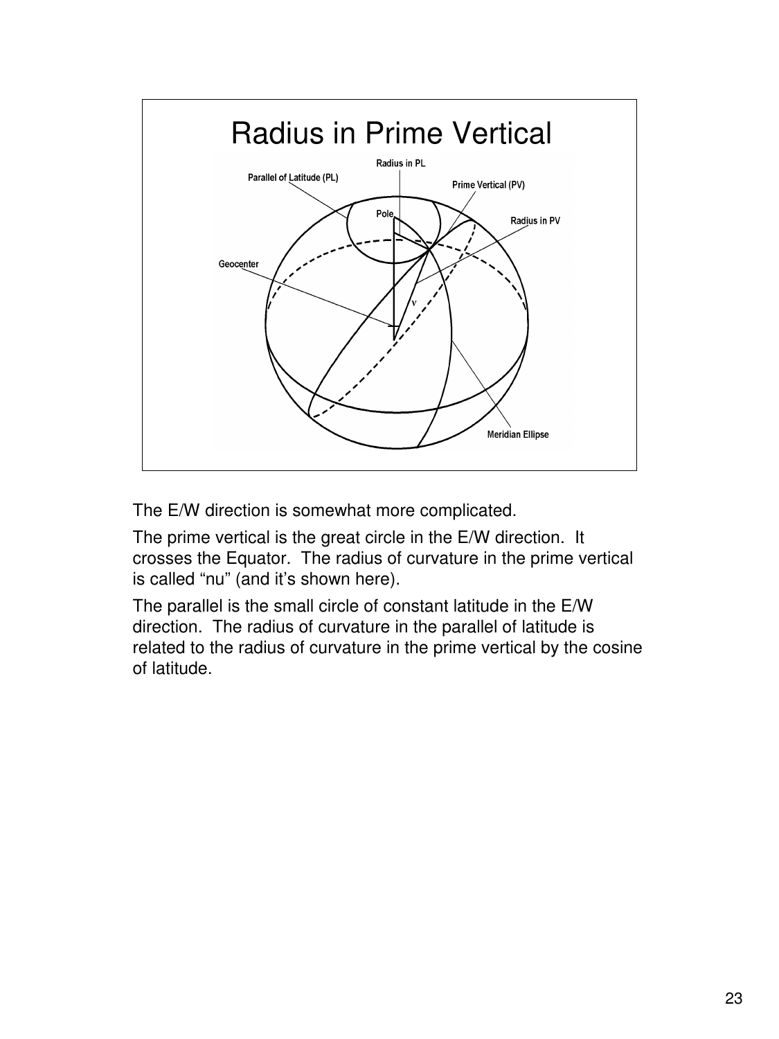# Radius in Prime Vertical

The E/W direction is somewhat more complicated.

The prime vertical is the great circle in the E/W direction. It crosses the Equator. The radius of curvature in the prime vertical is called "nu" (and it's shown here).

The parallel is the small circle of constant latitude in the E/W direction. The radius of curvature in the parallel of latitude is related to the radius of curvature in the prime vertical by the cosine of latitude.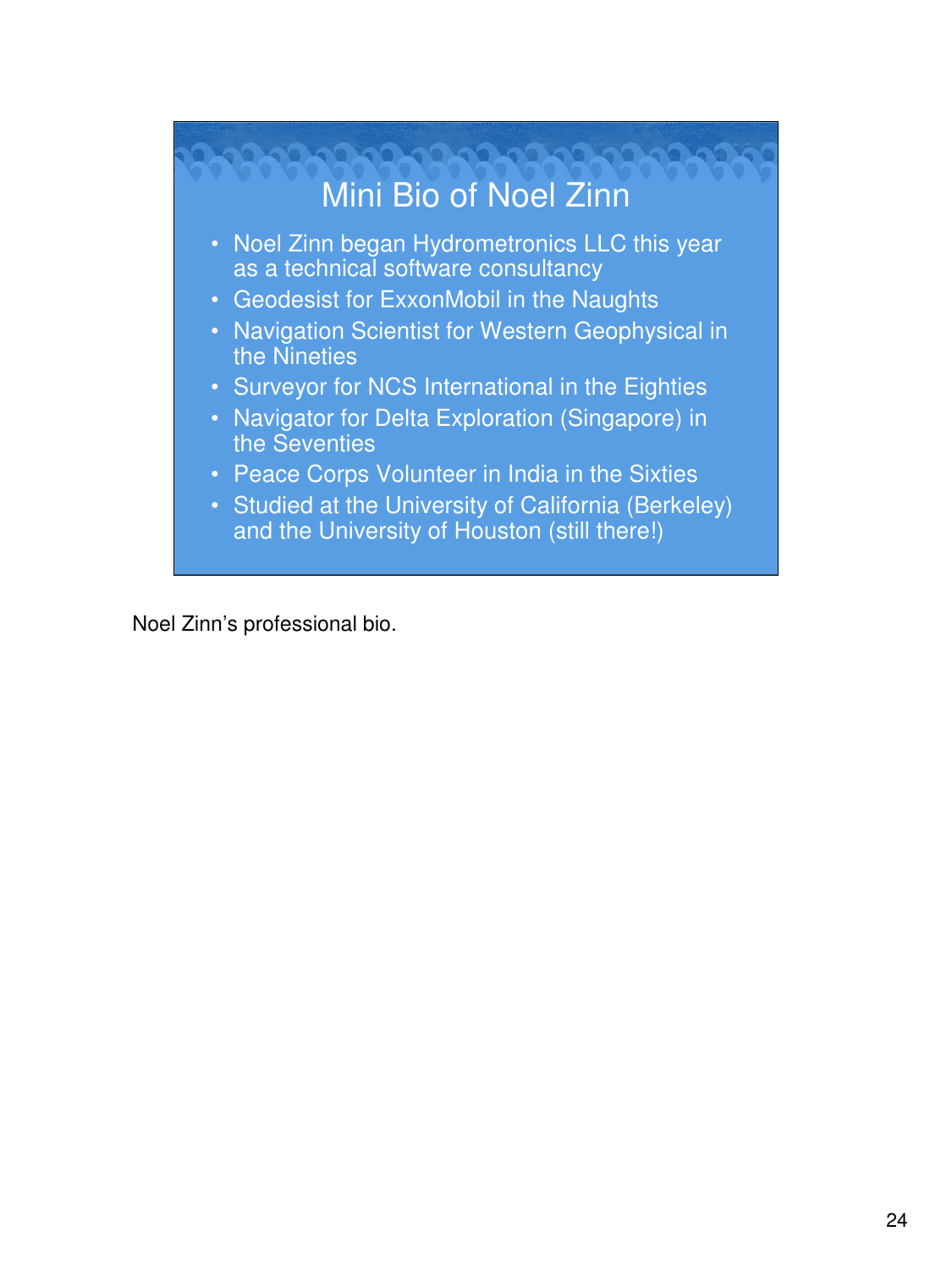## Mini Bio of Noel Zinn

- Noel Zinn began Hydrometronics LLC this year as a technical software consultancy
- Geodesist for ExxonMobil in the Naughts
- Navigation Scientist for Western Geophysical in the Nineties
- Surveyor for NCS International in the Eighties
- Navigator for Delta Exploration (Singapore) in the Seventies
- Peace Corps Volunteer in India in the Sixties
- Studied at the University of California (Berkeley) and the University of Houston (still there!)

Noel Zinn's professional bio.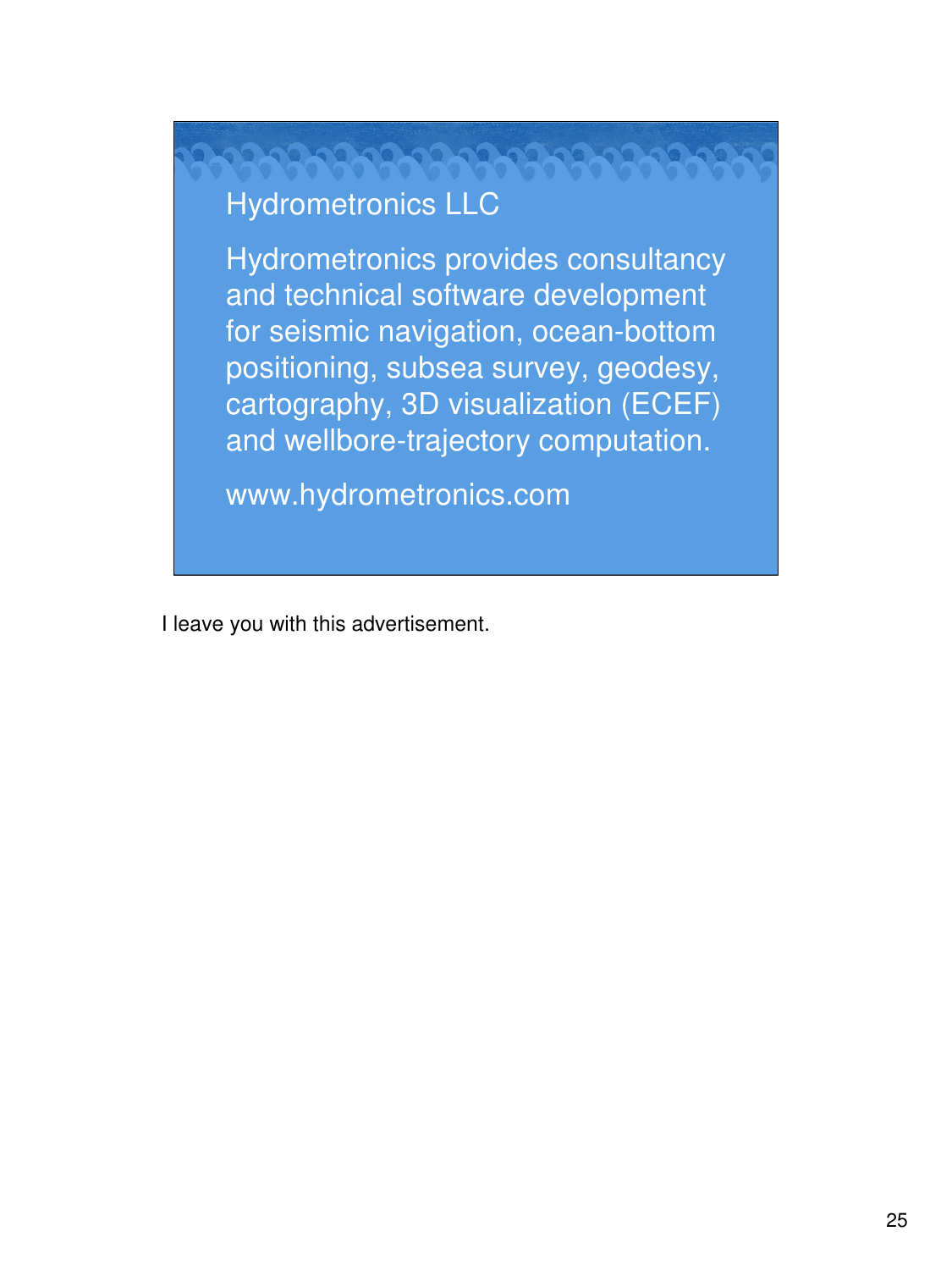Hydrometronics LLC

Hydrometronics provides consultancy and technical software development for seismic navigation, ocean-bottom positioning, subsea survey, geodesy, cartography, 3D visualization (ECEF) and wellbore-trajectory computation.

www.hydrometronics.com

I leave you with this advertisement.